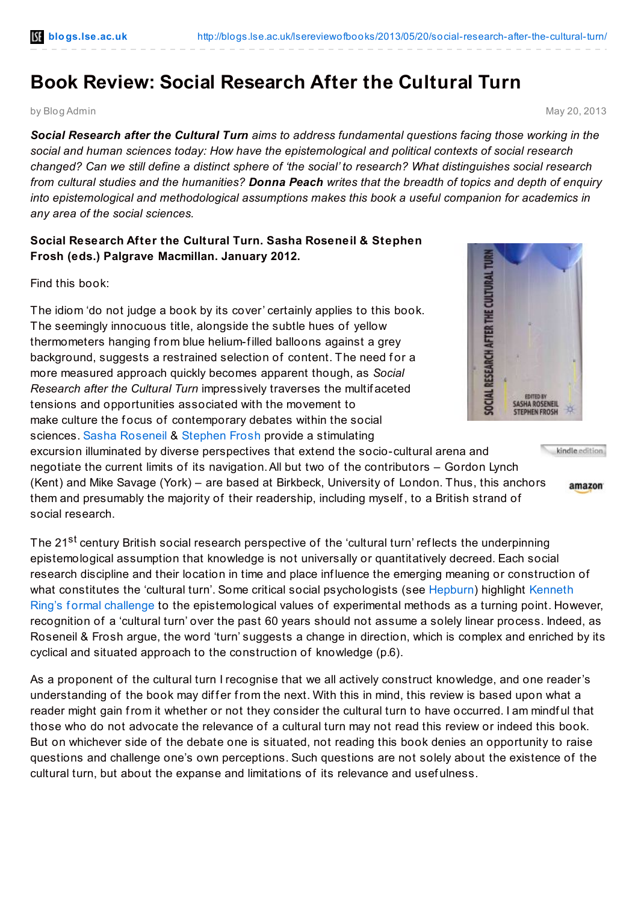# Book Review: Social Research After the Cultural Turn

by Blog Admin

May 20, 2013

***Social Research after the Cultural Turn** aims to address fundamental questions facing those working in the social and human sciences today: How have the epistemological and political contexts of social research changed? Can we still define a distinct sphere of 'the social' to research? What distinguishes social research from cultural studies and the humanities? **Donna Peach** writes that the breadth of topics and depth of enquiry into epistemological and methodological assumptions makes this book a useful companion for academics in any area of the social sciences.*

**Social Research After the Cultural Turn. Sasha Roseneil & Stephen Frosh (eds.) Palgrave Macmillan. January 2012.**

Find this book:

The idiom 'do not judge a book by its cover' certainly applies to this book. The seemingly innocuous title, alongside the subtle hues of yellow thermometers hanging from blue helium-filled balloons against a grey background, suggests a restrained selection of content. The need for a more measured approach quickly becomes apparent though, as *Social Research after the Cultural Turn* impressively traverses the multifaceted tensions and opportunities associated with the movement to make culture the focus of contemporary debates within the social sciences. Sasha Roseneil & Stephen Frosh provide a stimulating excursion illuminated by diverse perspectives that extend the socio-cultural arena and negotiate the current limits of its navigation. All but two of the contributors – Gordon Lynch (Kent) and Mike Savage (York) – are based at Birkbeck, University of London. Thus, this anchors them and presumably the majority of their readership, including myself, to a British strand of social research.

The 21st century British social research perspective of the 'cultural turn' reflects the underpinning epistemological assumption that knowledge is not universally or quantitatively decreed. Each social research discipline and their location in time and place influence the emerging meaning or construction of what constitutes the 'cultural turn'. Some critical social psychologists (see Hepburn) highlight Kenneth Ring's formal challenge to the epistemological values of experimental methods as a turning point. However, recognition of a 'cultural turn' over the past 60 years should not assume a solely linear process. Indeed, as Roseneil & Frosh argue, the word 'turn' suggests a change in direction, which is complex and enriched by its cyclical and situated approach to the construction of knowledge (p.6).

As a proponent of the cultural turn I recognise that we all actively construct knowledge, and one reader's understanding of the book may differ from the next. With this in mind, this review is based upon what a reader might gain from it whether or not they consider the cultural turn to have occurred. I am mindful that those who do not advocate the relevance of a cultural turn may not read this review or indeed this book. But on whichever side of the debate one is situated, not reading this book denies an opportunity to raise questions and challenge one's own perceptions. Such questions are not solely about the existence of the cultural turn, but about the expanse and limitations of its relevance and usefulness.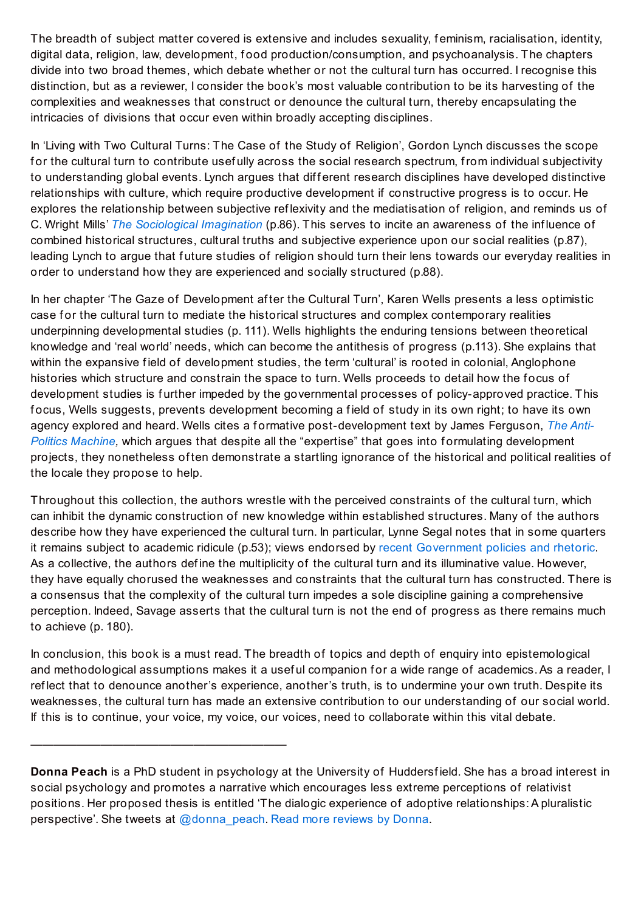The breadth of subject matter covered is extensive and includes sexuality, feminism, racialisation, identity, digital data, religion, law, development, food production/consumption, and psychoanalysis. The chapters divide into two broad themes, which debate whether or not the cultural turn has occurred. I recognise this distinction, but as a reviewer, I consider the book's most valuable contribution to be its harvesting of the complexities and weaknesses that construct or denounce the cultural turn, thereby encapsulating the intricacies of divisions that occur even within broadly accepting disciplines.

In 'Living with Two Cultural Turns: The Case of the Study of Religion', Gordon Lynch discusses the scope for the cultural turn to contribute usefully across the social research spectrum, from individual subjectivity to understanding global events. Lynch argues that different research disciplines have developed distinctive relationships with culture, which require productive development if constructive progress is to occur. He explores the relationship between subjective reflexivity and the mediatisation of religion, and reminds us of C. Wright Mills' *The Sociological Imagination* (p.86). This serves to incite an awareness of the influence of combined historical structures, cultural truths and subjective experience upon our social realities (p.87), leading Lynch to argue that future studies of religion should turn their lens towards our everyday realities in order to understand how they are experienced and socially structured (p.88).

In her chapter 'The Gaze of Development after the Cultural Turn', Karen Wells presents a less optimistic case for the cultural turn to mediate the historical structures and complex contemporary realities underpinning developmental studies (p. 111). Wells highlights the enduring tensions between theoretical knowledge and 'real world' needs, which can become the antithesis of progress (p.113). She explains that within the expansive field of development studies, the term 'cultural' is rooted in colonial, Anglophone histories which structure and constrain the space to turn. Wells proceeds to detail how the focus of development studies is further impeded by the governmental processes of policy-approved practice. This focus, Wells suggests, prevents development becoming a field of study in its own right; to have its own agency explored and heard. Wells cites a formative post-development text by James Ferguson, *The Anti-Politics Machine,* which argues that despite all the "expertise" that goes into formulating development projects, they nonetheless often demonstrate a startling ignorance of the historical and political realities of the locale they propose to help.

Throughout this collection, the authors wrestle with the perceived constraints of the cultural turn, which can inhibit the dynamic construction of new knowledge within established structures. Many of the authors describe how they have experienced the cultural turn. In particular, Lynne Segal notes that in some quarters it remains subject to academic ridicule (p.53); views endorsed by recent Government policies and rhetoric. As a collective, the authors define the multiplicity of the cultural turn and its illuminative value. However, they have equally chorused the weaknesses and constraints that the cultural turn has constructed. There is a consensus that the complexity of the cultural turn impedes a sole discipline gaining a comprehensive perception. Indeed, Savage asserts that the cultural turn is not the end of progress as there remains much to achieve (p. 180).

In conclusion, this book is a must read. The breadth of topics and depth of enquiry into epistemological and methodological assumptions makes it a useful companion for a wide range of academics. As a reader, I reflect that to denounce another's experience, another's truth, is to undermine your own truth. Despite its weaknesses, the cultural turn has made an extensive contribution to our understanding of our social world. If this is to continue, your voice, my voice, our voices, need to collaborate within this vital debate.

---

**Donna Peach** is a PhD student in psychology at the University of Huddersfield. She has a broad interest in social psychology and promotes a narrative which encourages less extreme perceptions of relativist positions. Her proposed thesis is entitled 'The dialogic experience of adoptive relationships: A pluralistic perspective'. She tweets at @donna_peach. Read more reviews by Donna.